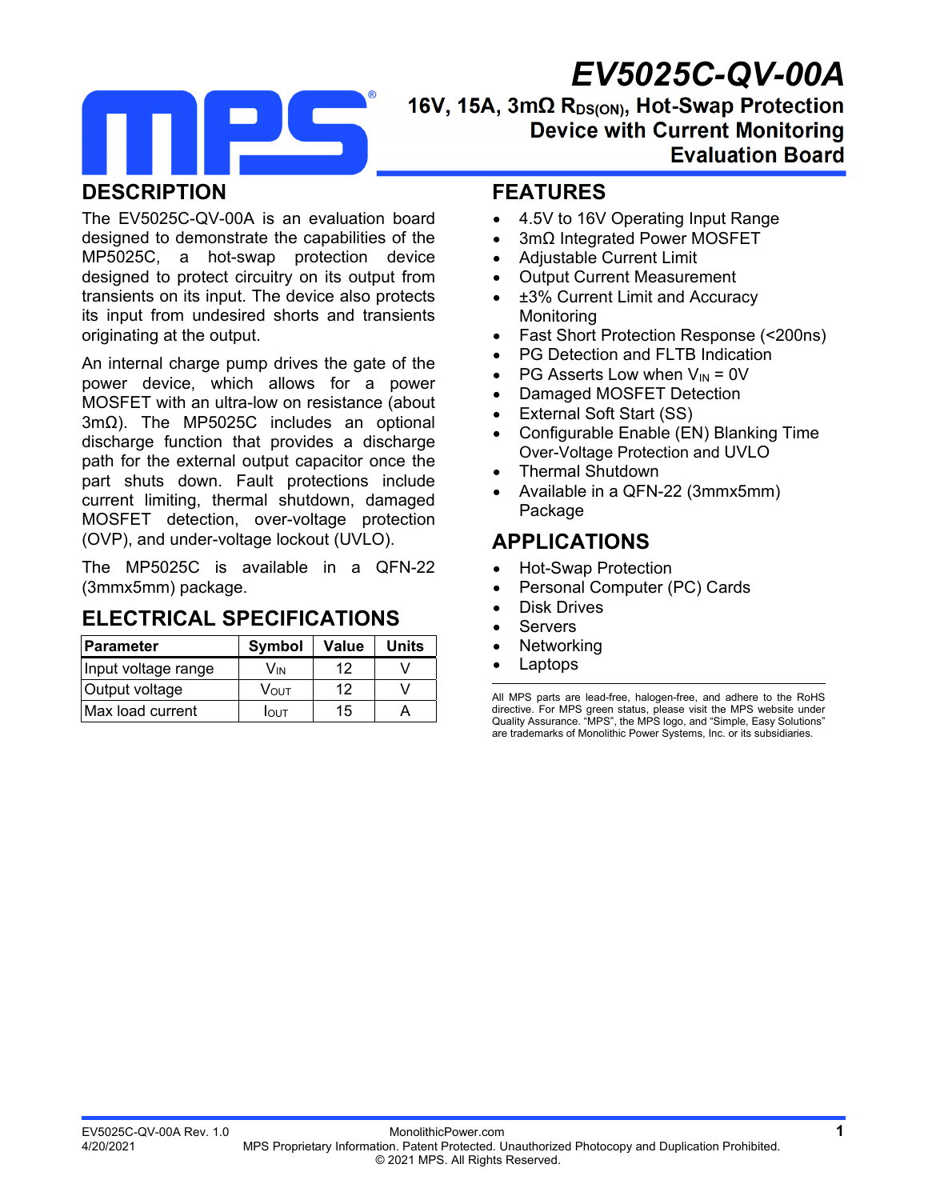# EV5025C-QV-00A

## 16V, 15A, 3mΩ $R_{DS(ON)}$, Hot-Swap Protection Device with Current Monitoring Evaluation Board

## DESCRIPTION

The EV5025C-QV-00A is an evaluation board designed to demonstrate the capabilities of the MP5025C, a hot-swap protection device designed to protect circuitry on its output from transients on its input. The device also protects its input from undesired shorts and transients originating at the output.

An internal charge pump drives the gate of the power device, which allows for a power MOSFET with an ultra-low on resistance (about 3mΩ). The MP5025C includes an optional discharge function that provides a discharge path for the external output capacitor once the part shuts down. Fault protections include current limiting, thermal shutdown, damaged MOSFET detection, over-voltage protection (OVP), and under-voltage lockout (UVLO).

The MP5025C is available in a QFN-22 (3mmx5mm) package.

## ELECTRICAL SPECIFICATIONS

| Parameter | Symbol | Value | Units |
|---|---|---|---|
| Input voltage range | $V_{IN}$ | 12 | V |
| Output voltage | $V_{OUT}$ | 12 | V |
| Max load current | $I_{OUT}$ | 15 | A |

## FEATURES

- 4.5V to 16V Operating Input Range
- 3mΩ Integrated Power MOSFET
- Adjustable Current Limit
- Output Current Measurement
- ±3% Current Limit and Accuracy Monitoring
- Fast Short Protection Response (<200ns)
- PG Detection and FLTB Indication
- PG Asserts Low when $V_{IN}$ = 0V
- Damaged MOSFET Detection
- External Soft Start (SS)
- Configurable Enable (EN) Blanking Time Over-Voltage Protection and UVLO
- Thermal Shutdown
- Available in a QFN-22 (3mmx5mm) Package

## APPLICATIONS

- Hot-Swap Protection
- Personal Computer (PC) Cards
- Disk Drives
- Servers
- Networking
- Laptops

All MPS parts are lead-free, halogen-free, and adhere to the RoHS directive. For MPS green status, please visit the MPS website under Quality Assurance. "MPS", the MPS logo, and "Simple, Easy Solutions" are trademarks of Monolithic Power Systems, Inc. or its subsidiaries.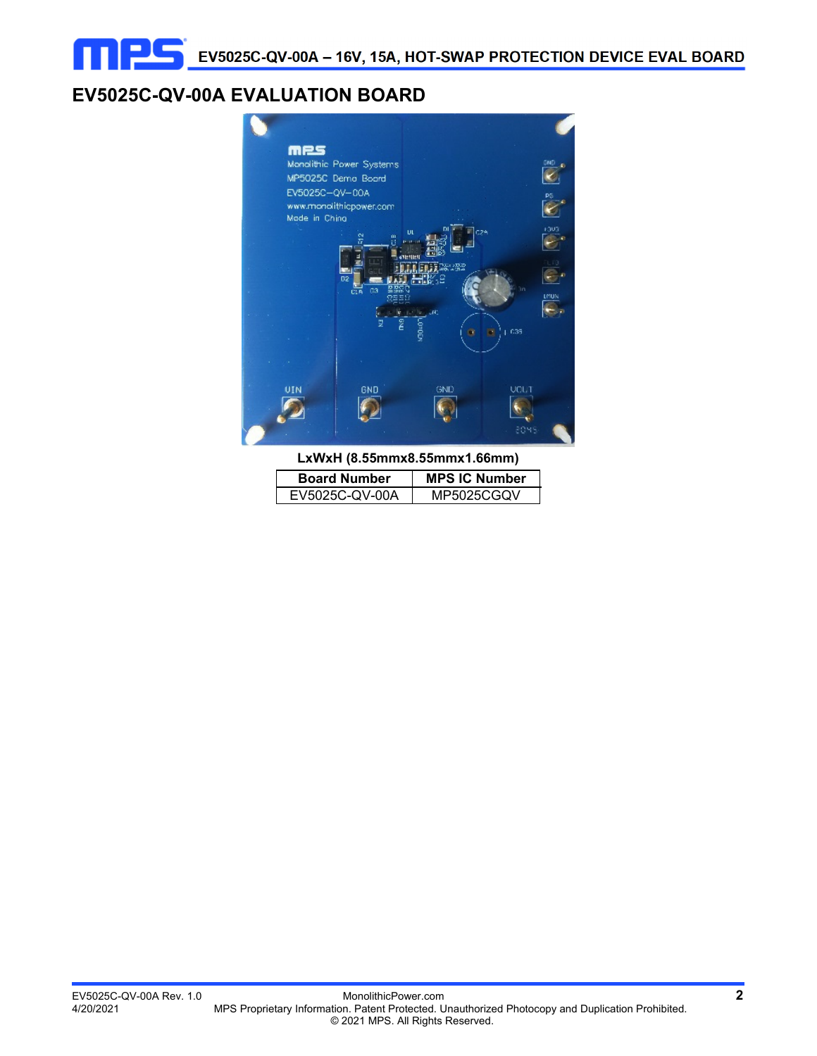# EV5025C-QV-00A EVALUATION BOARD

**LxWxH (8.55mmx8.55mmx1.66mm)**

| Board Number | MPS IC Number |
| --- | --- |
| EV5025C-QV-00A | MP5025CGQV |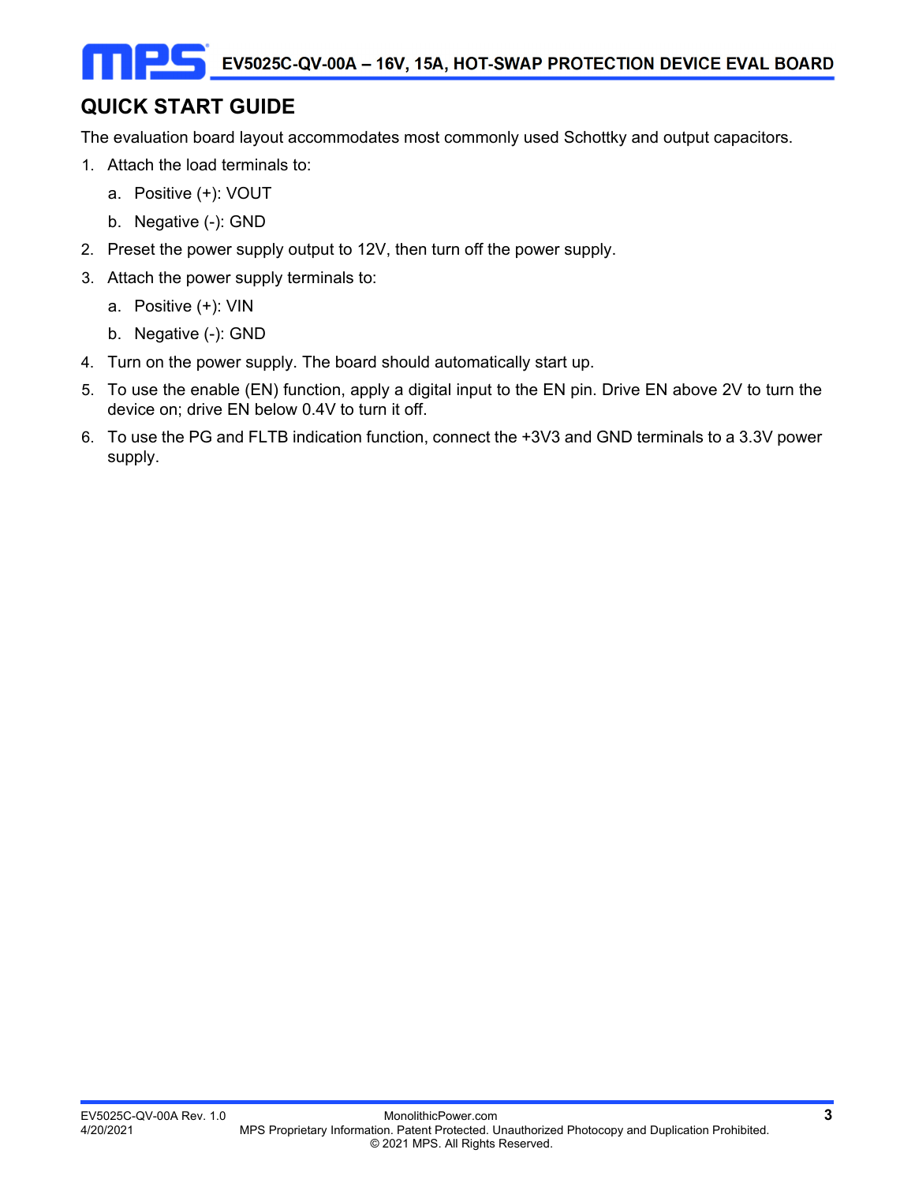## QUICK START GUIDE

The evaluation board layout accommodates most commonly used Schottky and output capacitors.

1. Attach the load terminals to:
    a. Positive (+): VOUT
    b. Negative (-): GND
2. Preset the power supply output to 12V, then turn off the power supply.
3. Attach the power supply terminals to:
    a. Positive (+): VIN
    b. Negative (-): GND
4. Turn on the power supply. The board should automatically start up.
5. To use the enable (EN) function, apply a digital input to the EN pin. Drive EN above 2V to turn the device on; drive EN below 0.4V to turn it off.
6. To use the PG and FLTB indication function, connect the +3V3 and GND terminals to a 3.3V power supply.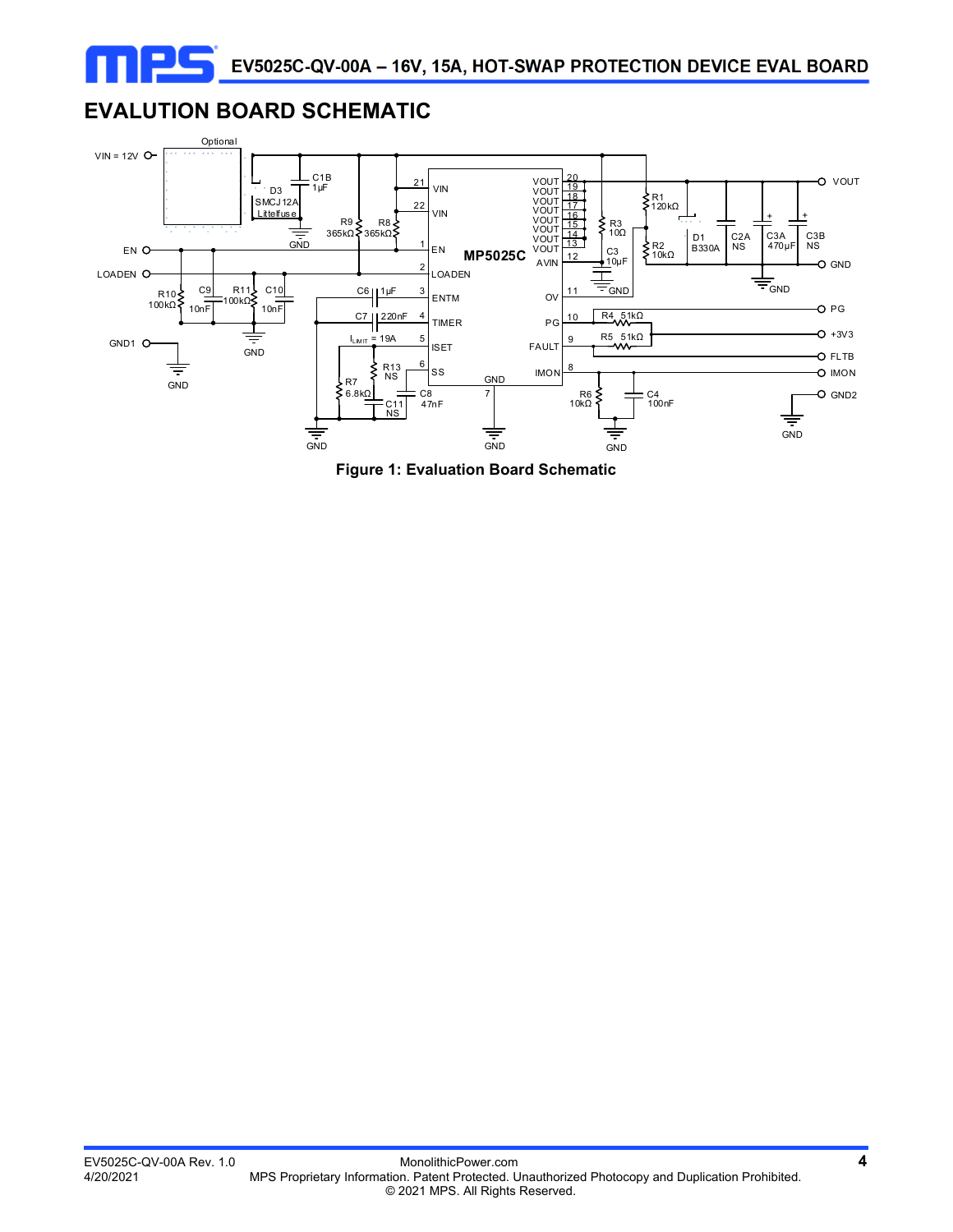## EVALUTION BOARD SCHEMATIC

**Figure 1: Evaluation Board Schematic**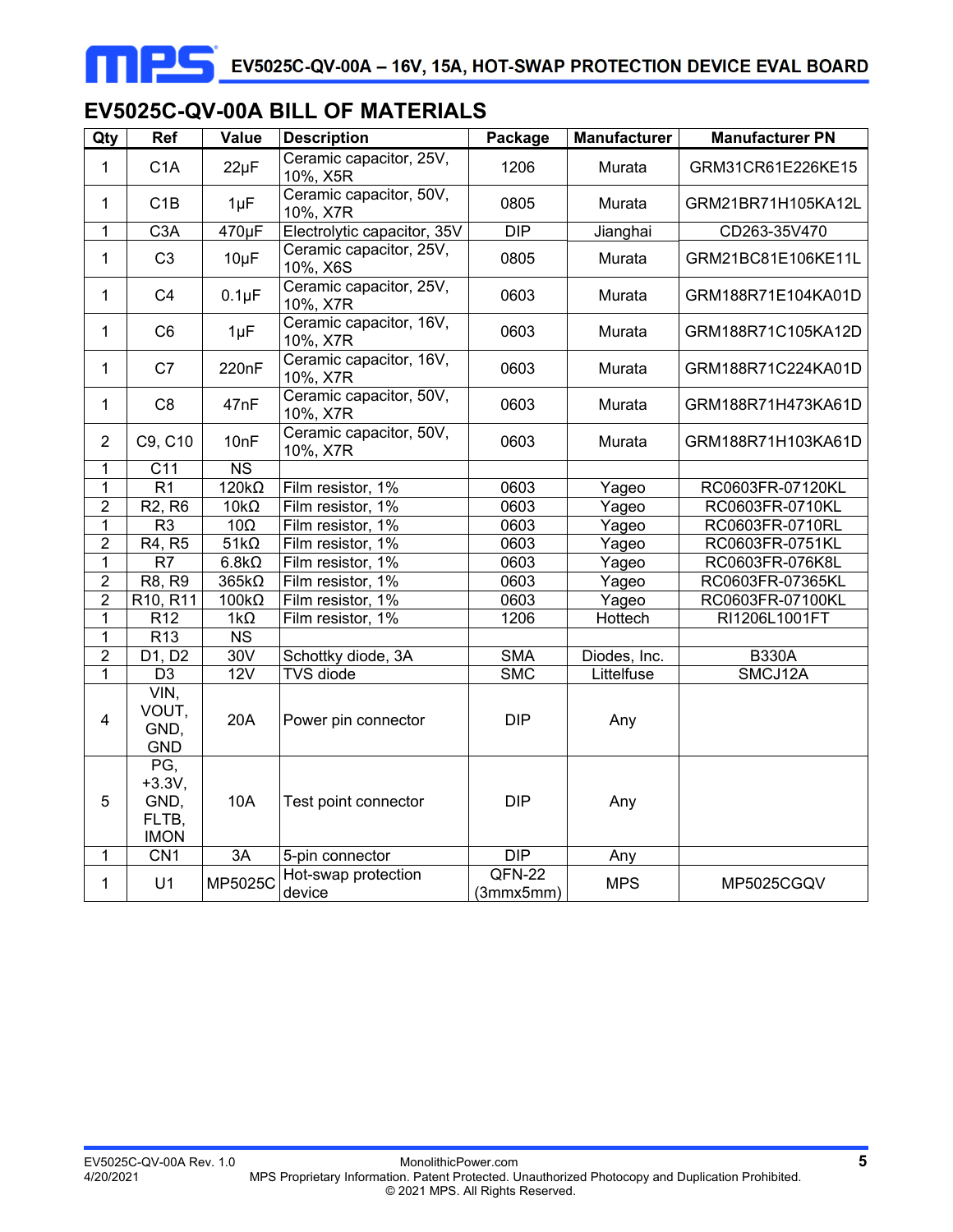## EV5025C-QV-00A BILL OF MATERIALS

| Qty | Ref | Value | Description | Package | Manufacturer | Manufacturer PN |
|---|---|---|---|---|---|---|
| 1 | C1A | 22µF | Ceramic capacitor, 25V, 10%, X5R | 1206 | Murata | GRM31CR61E226KE15 |
| 1 | C1B | 1µF | Ceramic capacitor, 50V, 10%, X7R | 0805 | Murata | GRM21BR71H105KA12L |
| 1 | C3A | 470µF | Electrolytic capacitor, 35V | DIP | Jianghai | CD263-35V470 |
| 1 | C3 | 10µF | Ceramic capacitor, 25V, 10%, X6S | 0805 | Murata | GRM21BC81E106KE11L |
| 1 | C4 | 0.1µF | Ceramic capacitor, 25V, 10%, X7R | 0603 | Murata | GRM188R71E104KA01D |
| 1 | C6 | 1µF | Ceramic capacitor, 16V, 10%, X7R | 0603 | Murata | GRM188R71C105KA12D |
| 1 | C7 | 220nF | Ceramic capacitor, 16V, 10%, X7R | 0603 | Murata | GRM188R71C224KA01D |
| 1 | C8 | 47nF | Ceramic capacitor, 50V, 10%, X7R | 0603 | Murata | GRM188R71H473KA61D |
| 2 | C9, C10 | 10nF | Ceramic capacitor, 50V, 10%, X7R | 0603 | Murata | GRM188R71H103KA61D |
| 1 | C11 | NS | | | | |
| 1 | R1 | 120kΩ | Film resistor, 1% | 0603 | Yageo | RC0603FR-07120KL |
| 2 | R2, R6 | 10kΩ | Film resistor, 1% | 0603 | Yageo | RC0603FR-0710KL |
| 1 | R3 | 10Ω | Film resistor, 1% | 0603 | Yageo | RC0603FR-0710RL |
| 2 | R4, R5 | 51kΩ | Film resistor, 1% | 0603 | Yageo | RC0603FR-0751KL |
| 1 | R7 | 6.8kΩ | Film resistor, 1% | 0603 | Yageo | RC0603FR-076K8L |
| 2 | R8, R9 | 365kΩ | Film resistor, 1% | 0603 | Yageo | RC0603FR-07365KL |
| 2 | R10, R11 | 100kΩ | Film resistor, 1% | 0603 | Yageo | RC0603FR-07100KL |
| 1 | R12 | 1kΩ | Film resistor, 1% | 1206 | Hottech | RI1206L1001FT |
| 1 | R13 | NS | | | | |
| 2 | D1, D2 | 30V | Schottky diode, 3A | SMA | Diodes, Inc. | B330A |
| 1 | D3 | 12V | TVS diode | SMC | Littelfuse | SMCJ12A |
| 4 | VIN, VOUT, GND, GND | 20A | Power pin connector | DIP | Any | |
| 5 | PG, +3.3V, GND, FLTB, IMON | 10A | Test point connector | DIP | Any | |
| 1 | CN1 | 3A | 5-pin connector | DIP | Any | |
| 1 | U1 | MP5025C | Hot-swap protection device | QFN-22 (3mmx5mm) | MPS | MP5025CGQV |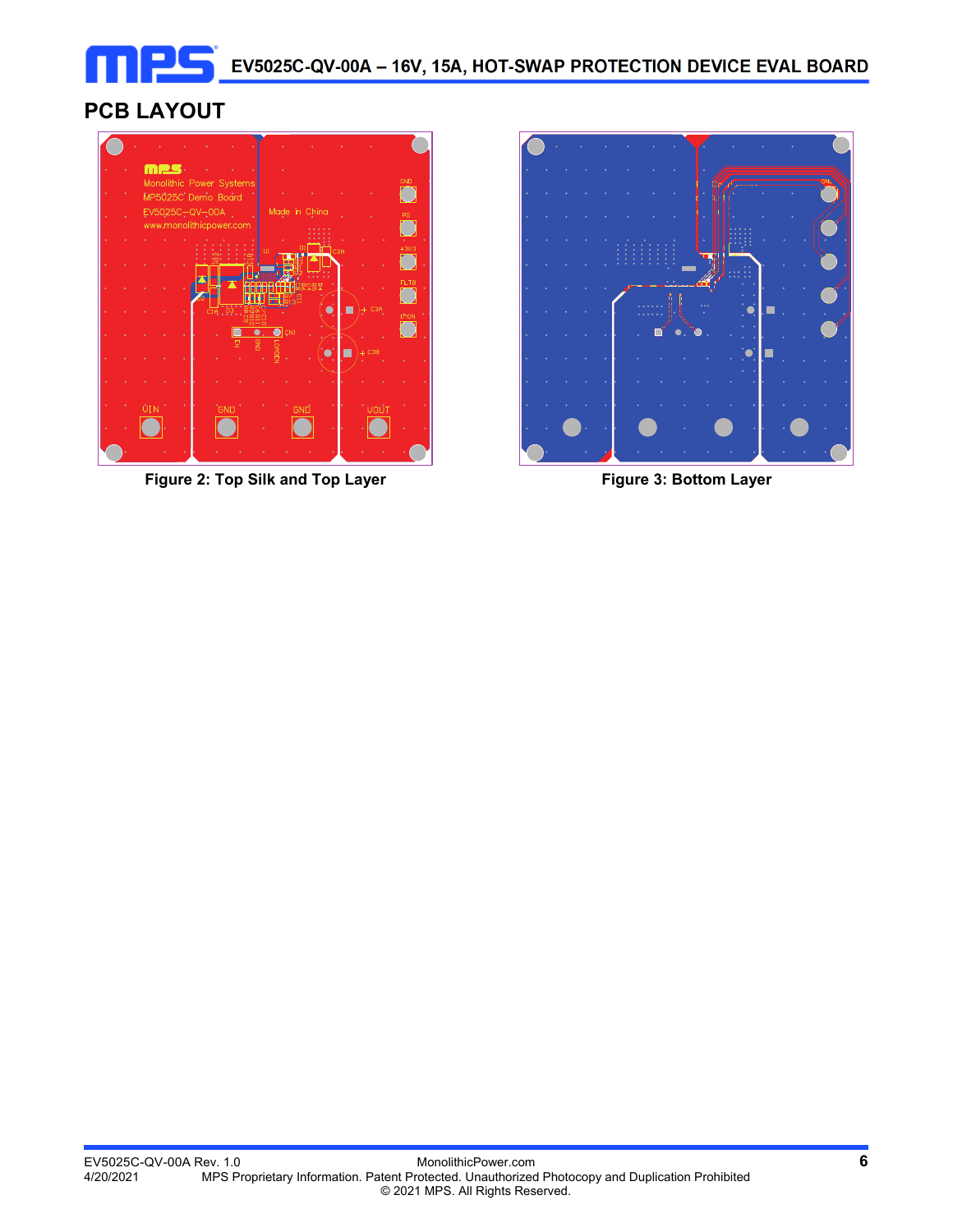## PCB LAYOUT

Figure 2: Top Silk and Top Layer

Figure 3: Bottom Layer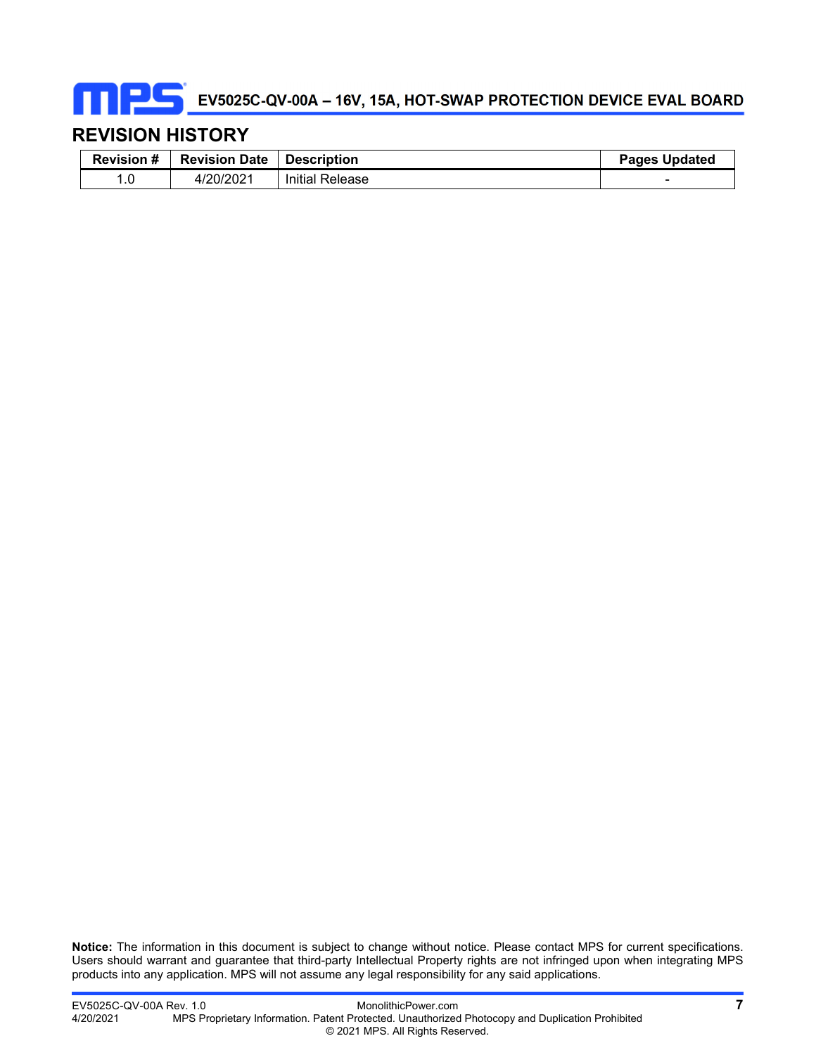## REVISION HISTORY

| Revision # | Revision Date | Description | Pages Updated |
|---|---|---|---|
| 1.0 | 4/20/2021 | Initial Release | - |

**Notice:** The information in this document is subject to change without notice. Please contact MPS for current specifications. Users should warrant and guarantee that third-party Intellectual Property rights are not infringed upon when integrating MPS products into any application. MPS will not assume any legal responsibility for any said applications.